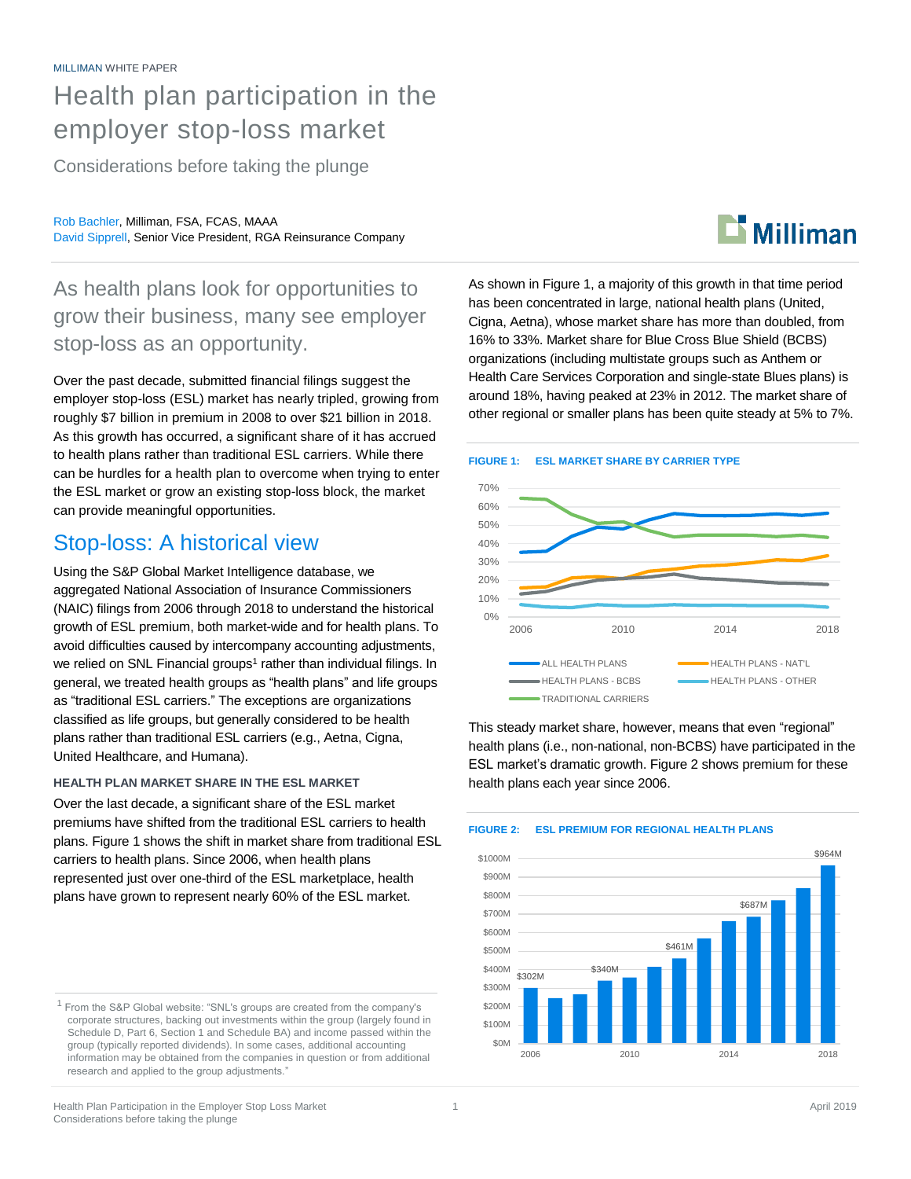MILLIMAN WHITE PAPER

# Health plan participation in the employer stop-loss market

Considerations before taking the plunge

Rob Bachler, Milliman, FSA, FCAS, MAAA
David Sipprell, Senior Vice President, RGA Reinsurance Company

## As health plans look for opportunities to grow their business, many see employer stop-loss as an opportunity.

Over the past decade, submitted financial filings suggest the employer stop-loss (ESL) market has nearly tripled, growing from roughly $7 billion in premium in 2008 to over $21 billion in 2018. As this growth has occurred, a significant share of it has accrued to health plans rather than traditional ESL carriers. While there can be hurdles for a health plan to overcome when trying to enter the ESL market or grow an existing stop-loss block, the market can provide meaningful opportunities.

## Stop-loss: A historical view

Using the S&P Global Market Intelligence database, we aggregated National Association of Insurance Commissioners (NAIC) filings from 2006 through 2018 to understand the historical growth of ESL premium, both market-wide and for health plans. To avoid difficulties caused by intercompany accounting adjustments, we relied on SNL Financial groups[1] rather than individual filings. In general, we treated health groups as "health plans" and life groups as "traditional ESL carriers." The exceptions are organizations classified as life groups, but generally considered to be health plans rather than traditional ESL carriers (e.g., Aetna, Cigna, United Healthcare, and Humana).

### HEALTH PLAN MARKET SHARE IN THE ESL MARKET

Over the last decade, a significant share of the ESL market premiums have shifted from the traditional ESL carriers to health plans. Figure 1 shows the shift in market share from traditional ESL carriers to health plans. Since 2006, when health plans represented just over one-third of the ESL marketplace, health plans have grown to represent nearly 60% of the ESL market.

As shown in Figure 1, a majority of this growth in that time period has been concentrated in large, national health plans (United, Cigna, Aetna), whose market share has more than doubled, from 16% to 33%. Market share for Blue Cross Blue Shield (BCBS) organizations (including multistate groups such as Anthem or Health Care Services Corporation and single-state Blues plans) is around 18%, having peaked at 23% in 2012. The market share of other regional or smaller plans has been quite steady at 5% to 7%.

**FIGURE 1: ESL MARKET SHARE BY CARRIER TYPE**

This steady market share, however, means that even "regional" health plans (i.e., non-national, non-BCBS) have participated in the ESL market's dramatic growth. Figure 2 shows premium for these health plans each year since 2006.

**FIGURE 2: ESL PREMIUM FOR REGIONAL HEALTH PLANS**

[1] From the S&P Global website: "SNL's groups are created from the company's corporate structures, backing out investments within the group (largely found in Schedule D, Part 6, Section 1 and Schedule BA) and income passed within the group (typically reported dividends). In some cases, additional accounting information may be obtained from the companies in question or from additional research and applied to the group adjustments."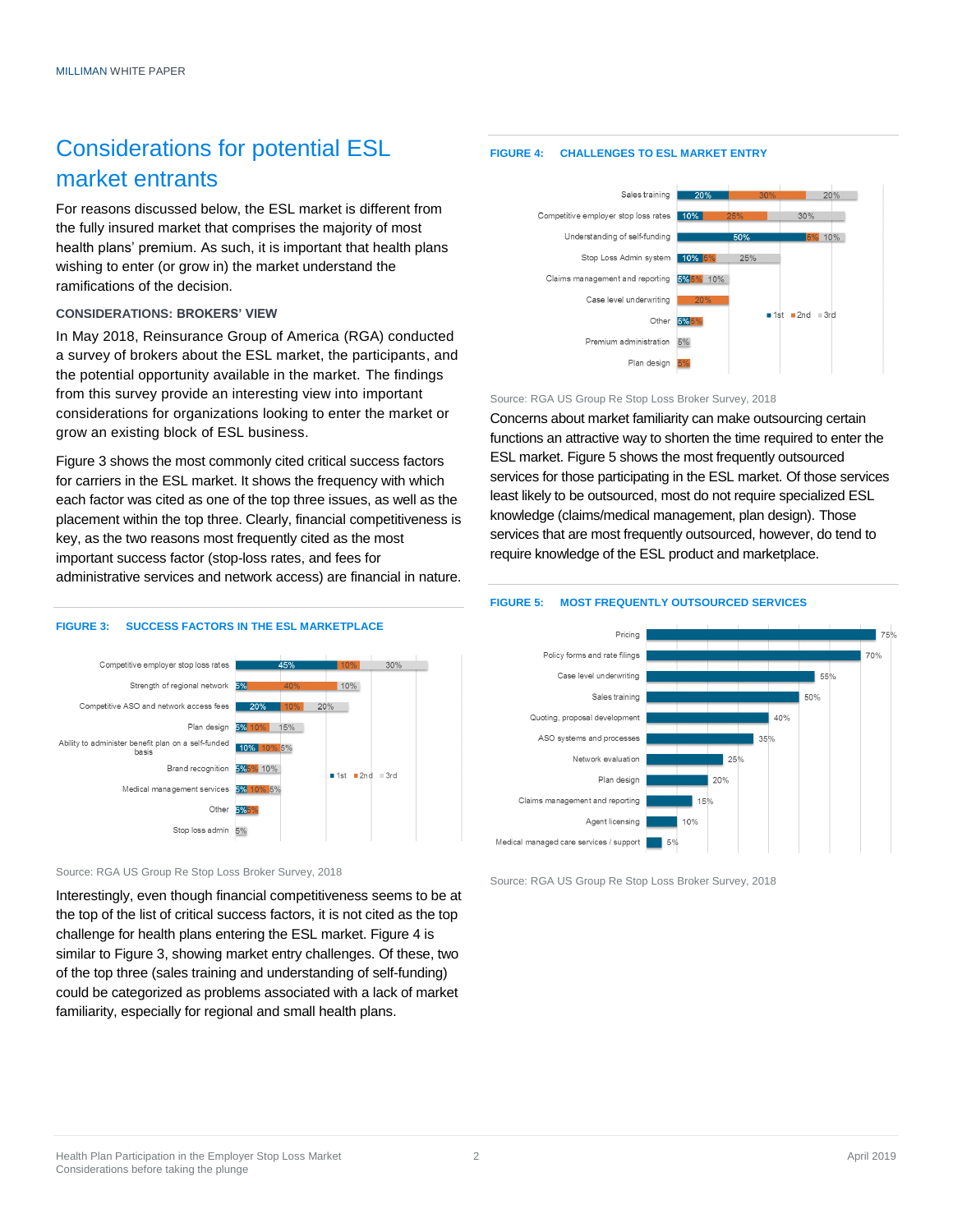## Considerations for potential ESL market entrants

For reasons discussed below, the ESL market is different from the fully insured market that comprises the majority of most health plans' premium. As such, it is important that health plans wishing to enter (or grow in) the market understand the ramifications of the decision.

### CONSIDERATIONS: BROKERS' VIEW

In May 2018, Reinsurance Group of America (RGA) conducted a survey of brokers about the ESL market, the participants, and the potential opportunity available in the market. The findings from this survey provide an interesting view into important considerations for organizations looking to enter the market or grow an existing block of ESL business.

Figure 3 shows the most commonly cited critical success factors for carriers in the ESL market. It shows the frequency with which each factor was cited as one of the top three issues, as well as the placement within the top three. Clearly, financial competitiveness is key, as the two reasons most frequently cited as the most important success factor (stop-loss rates, and fees for administrative services and network access) are financial in nature.

**FIGURE 3: SUCCESS FACTORS IN THE ESL MARKETPLACE**

| Factor | 1st | 2nd | 3rd |
|---|---|---|---|
| Competitive employer stop loss rates | 45% | 10% | 30% |
| Strength of regional network | 5% | 40% | 10% |
| Competitive ASO and network access fees | 20% | 10% | 20% |
| Plan design | 5% | 10% | 15% |
| Ability to administer benefit plan on a self-funded basis | 10% | 10% | 5% |
| Brand recognition | 5% | 5% | 10% |
| Medical management services | 5% | 10% | 5% |
| Other | 5% | 5% | |
| Stop loss admin | | | 5% |

Source: RGA US Group Re Stop Loss Broker Survey, 2018

Interestingly, even though financial competitiveness seems to be at the top of the list of critical success factors, it is not cited as the top challenge for health plans entering the ESL market. Figure 4 is similar to Figure 3, showing market entry challenges. Of these, two of the top three (sales training and understanding of self-funding) could be categorized as problems associated with a lack of market familiarity, especially for regional and small health plans.

**FIGURE 4: CHALLENGES TO ESL MARKET ENTRY**

| Challenge | 1st | 2nd | 3rd |
|---|---|---|---|
| Sales training | 20% | 30% | 20% |
| Competitive employer stop loss rates | 10% | 25% | 30% |
| Understanding of self-funding | 50% | 5% | 10% |
| Stop Loss Admin system | 10% | 5% | 25% |
| Claims management and reporting | 5% | 5% | 10% |
| Case level underwriting | | 20% | |
| Other | 5% | 5% | |
| Premium administration | | | 5% |
| Plan design | | 5% | |

Source: RGA US Group Re Stop Loss Broker Survey, 2018

Concerns about market familiarity can make outsourcing certain functions an attractive way to shorten the time required to enter the ESL market. Figure 5 shows the most frequently outsourced services for those participating in the ESL market. Of those services least likely to be outsourced, most do not require specialized ESL knowledge (claims/medical management, plan design). Those services that are most frequently outsourced, however, do tend to require knowledge of the ESL product and marketplace.

**FIGURE 5: MOST FREQUENTLY OUTSOURCED SERVICES**

| Service | Percentage |
|---|---|
| Pricing | 75% |
| Policy forms and rate filings | 70% |
| Case level underwriting | 55% |
| Sales training | 50% |
| Quoting, proposal development | 40% |
| ASO systems and processes | 35% |
| Network evaluation | 25% |
| Plan design | 20% |
| Claims management and reporting | 15% |
| Agent licensing | 10% |
| Medical managed care services / support | 5% |

Source: RGA US Group Re Stop Loss Broker Survey, 2018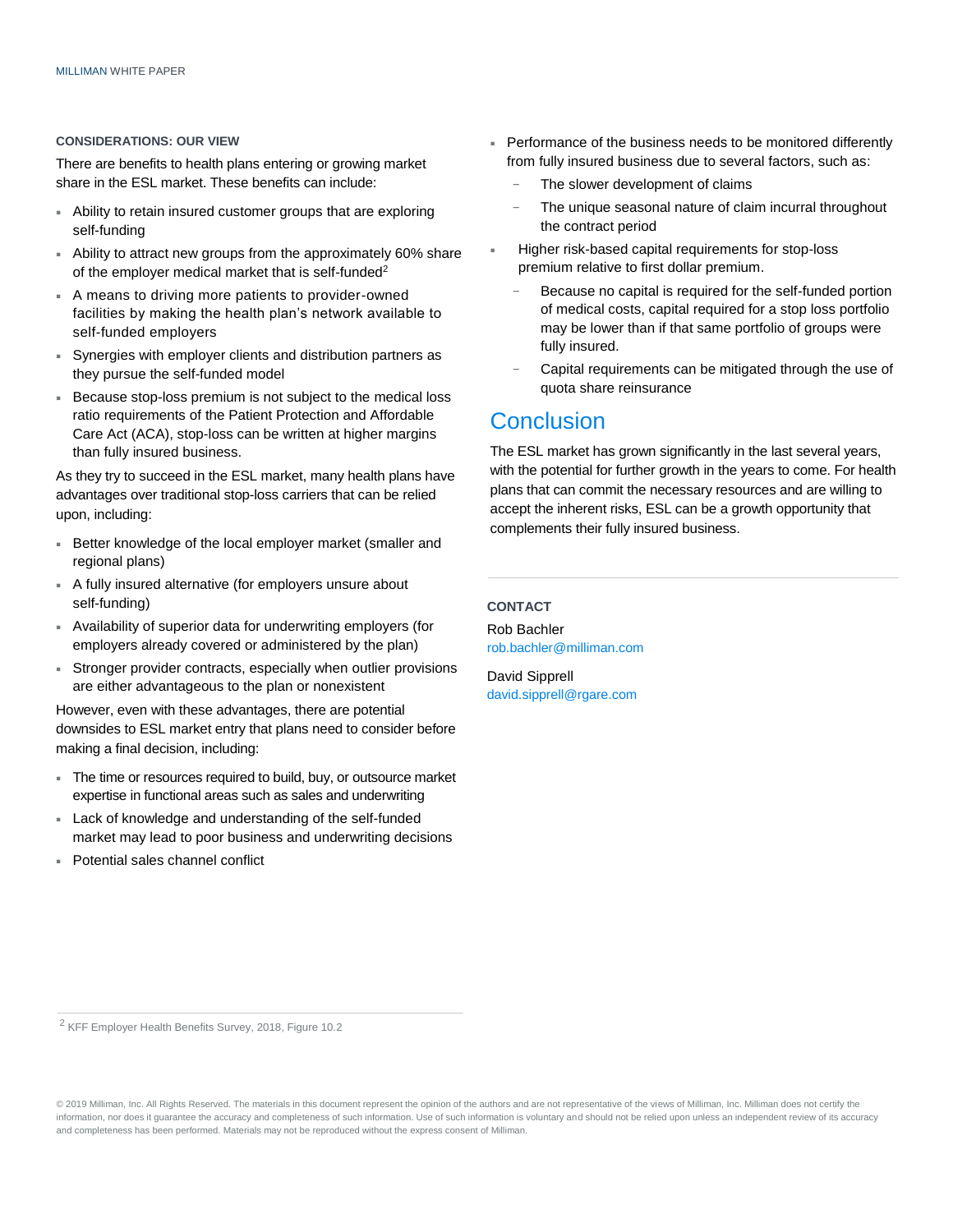### CONSIDERATIONS: OUR VIEW

There are benefits to health plans entering or growing market share in the ESL market. These benefits can include:

- Ability to retain insured customer groups that are exploring self-funding
- Ability to attract new groups from the approximately 60% share of the employer medical market that is self-funded[2]
- A means to driving more patients to provider-owned facilities by making the health plan's network available to self-funded employers
- Synergies with employer clients and distribution partners as they pursue the self-funded model
- Because stop-loss premium is not subject to the medical loss ratio requirements of the Patient Protection and Affordable Care Act (ACA), stop-loss can be written at higher margins than fully insured business.

As they try to succeed in the ESL market, many health plans have advantages over traditional stop-loss carriers that can be relied upon, including:

- Better knowledge of the local employer market (smaller and regional plans)
- A fully insured alternative (for employers unsure about self-funding)
- Availability of superior data for underwriting employers (for employers already covered or administered by the plan)
- Stronger provider contracts, especially when outlier provisions are either advantageous to the plan or nonexistent

However, even with these advantages, there are potential downsides to ESL market entry that plans need to consider before making a final decision, including:

- The time or resources required to build, buy, or outsource market expertise in functional areas such as sales and underwriting
- Lack of knowledge and understanding of the self-funded market may lead to poor business and underwriting decisions
- Potential sales channel conflict
- Performance of the business needs to be monitored differently from fully insured business due to several factors, such as:
  - The slower development of claims
  - The unique seasonal nature of claim incurral throughout the contract period
- Higher risk-based capital requirements for stop-loss premium relative to first dollar premium.
  - Because no capital is required for the self-funded portion of medical costs, capital required for a stop loss portfolio may be lower than if that same portfolio of groups were fully insured.
  - Capital requirements can be mitigated through the use of quota share reinsurance

## Conclusion

The ESL market has grown significantly in the last several years, with the potential for further growth in the years to come. For health plans that can commit the necessary resources and are willing to accept the inherent risks, ESL can be a growth opportunity that complements their fully insured business.

### CONTACT

Rob Bachler
rob.bachler@milliman.com

David Sipprell
david.sipprell@rgare.com

[2] KFF Employer Health Benefits Survey, 2018, Figure 10.2

© 2019 Milliman, Inc. All Rights Reserved. The materials in this document represent the opinion of the authors and are not representative of the views of Milliman, Inc. Milliman does not certify the information, nor does it guarantee the accuracy and completeness of such information. Use of such information is voluntary and should not be relied upon unless an independent review of its accuracy and completeness has been performed. Materials may not be reproduced without the express consent of Milliman.